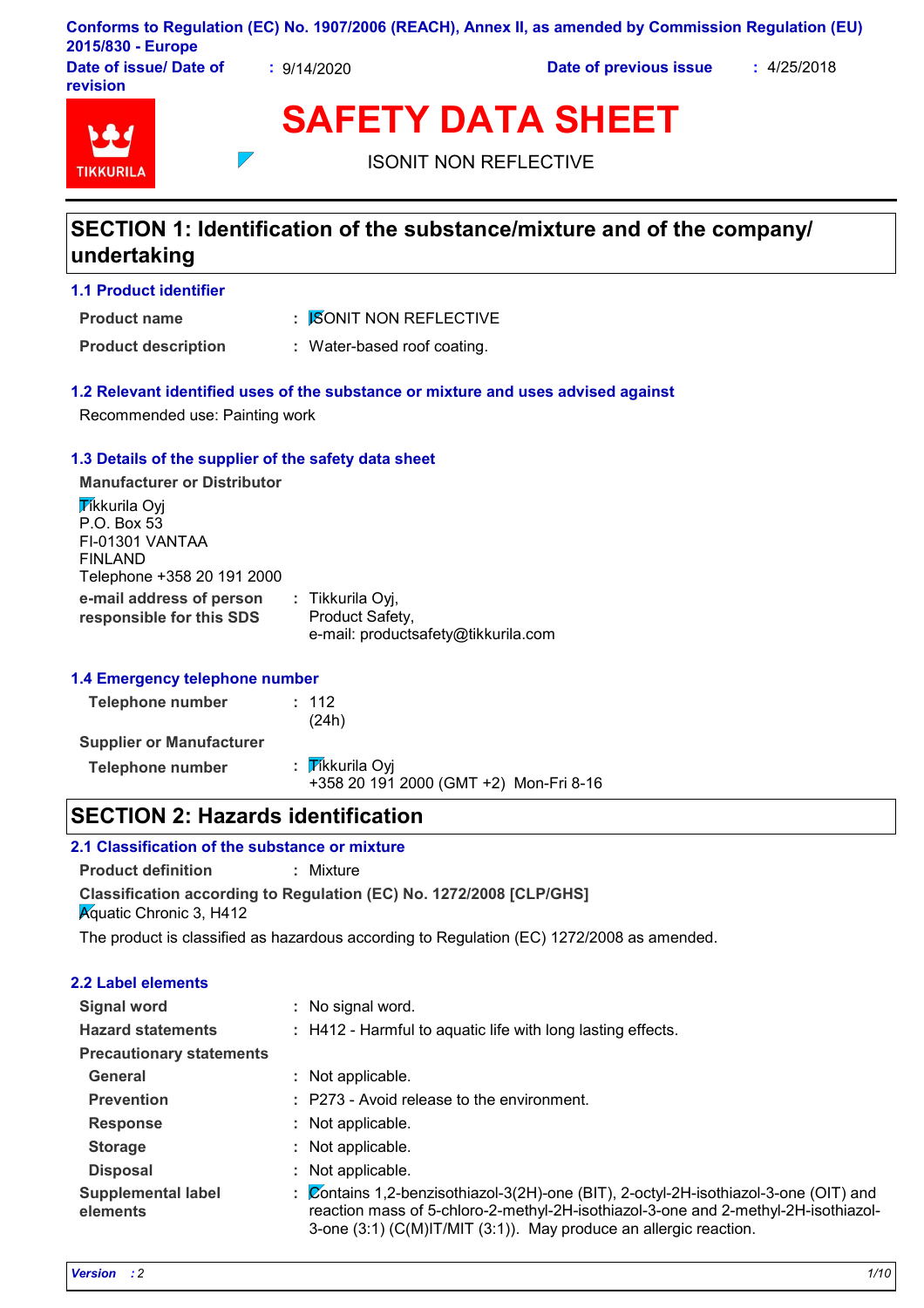Conforms to Regulation (EC) No. 1907/2006 (REACH), Annex II, as amended by Commission Regulation (EU) 2015/830 - Europe

**Date of issue/ Date of revision** : 9/14/2020 **Date of previous issue** : 4/25/2018

# SAFETY DATA SHEET

ISONIT NON REFLECTIVE

## SECTION 1: Identification of the substance/mixture and of the company/ undertaking

### 1.1 Product identifier

**Product name** : ISONIT NON REFLECTIVE

**Product description** : Water-based roof coating.

### 1.2 Relevant identified uses of the substance or mixture and uses advised against

Recommended use: Painting work

### 1.3 Details of the supplier of the safety data sheet

**Manufacturer or Distributor**

Tikkurila Oyj
P.O. Box 53
FI-01301 VANTAA
FINLAND
Telephone +358 20 191 2000

**e-mail address of person responsible for this SDS** : Tikkurila Oyj,
Product Safety,
e-mail: productsafety@tikkurila.com

### 1.4 Emergency telephone number

**Telephone number** : 112
(24h)

**Supplier or Manufacturer**

**Telephone number** : Tikkurila Oyj
+358 20 191 2000 (GMT +2) Mon-Fri 8-16

## SECTION 2: Hazards identification

### 2.1 Classification of the substance or mixture

**Product definition** : Mixture

**Classification according to Regulation (EC) No. 1272/2008 [CLP/GHS]**

Aquatic Chronic 3, H412

The product is classified as hazardous according to Regulation (EC) 1272/2008 as amended.

### 2.2 Label elements

**Signal word** : No signal word.

**Hazard statements** : H412 - Harmful to aquatic life with long lasting effects.

**Precautionary statements**

**General** : Not applicable.

**Prevention** : P273 - Avoid release to the environment.

**Response** : Not applicable.

**Storage** : Not applicable.

**Disposal** : Not applicable.

**Supplemental label elements** : Contains 1,2-benzisothiazol-3(2H)-one (BIT), 2-octyl-2H-isothiazol-3-one (OIT) and reaction mass of 5-chloro-2-methyl-2H-isothiazol-3-one and 2-methyl-2H-isothiazol-3-one (3:1) (C(M)IT/MIT (3:1)). May produce an allergic reaction.

*Version* : 2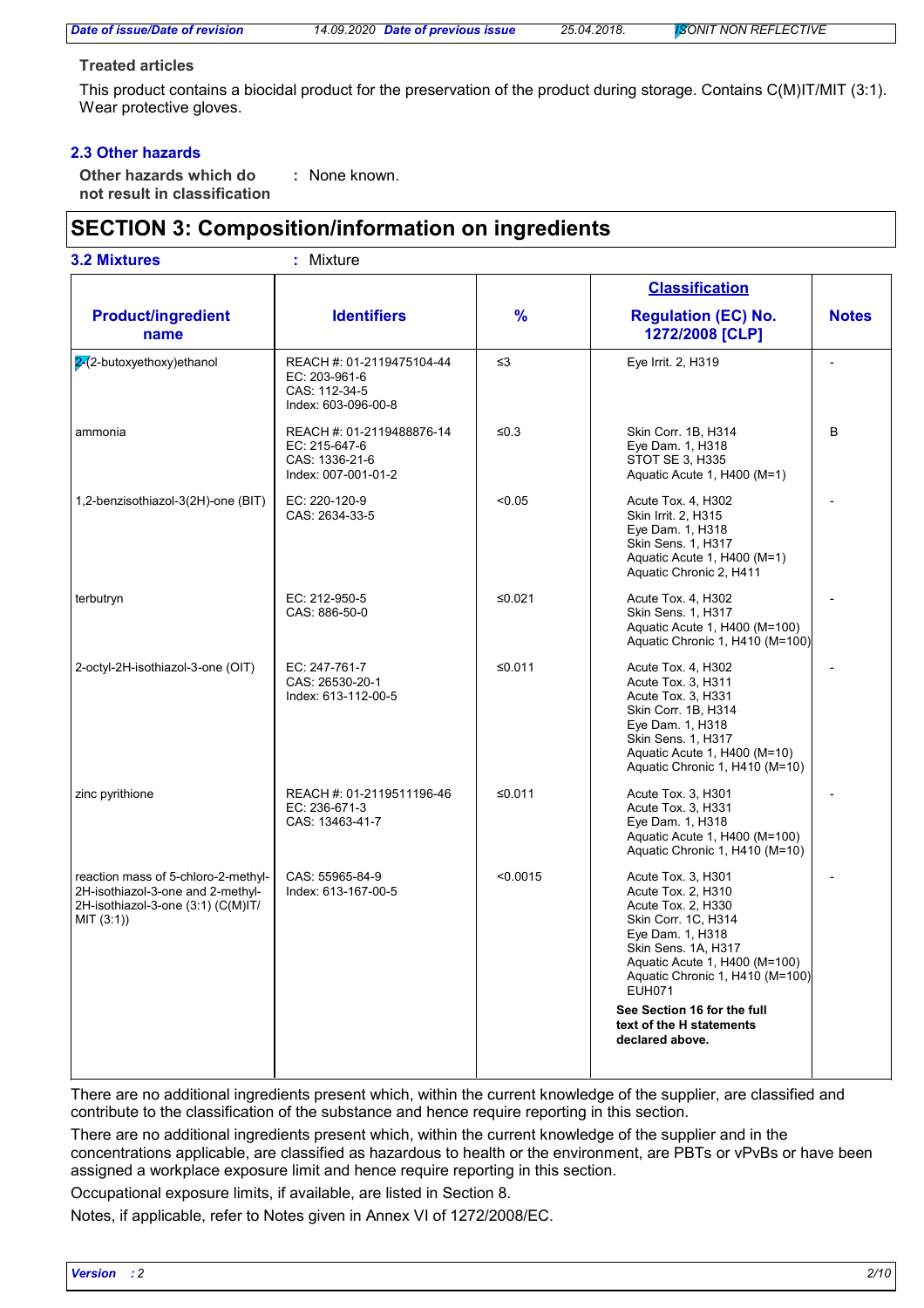**Treated articles**

This product contains a biocidal product for the preservation of the product during storage. Contains C(M)IT/MIT (3:1). Wear protective gloves.

### 2.3 Other hazards

**Other hazards which do not result in classification** : None known.

## SECTION 3: Composition/information on ingredients

**3.2 Mixtures** : Mixture

| Product/ingredient name | Identifiers | % | Classification Regulation (EC) No. 1272/2008 [CLP] | Notes |
|---|---|---|---|---|
| 2-(2-butoxyethoxy)ethanol | REACH #: 01-2119475104-44<br>EC: 203-961-6<br>CAS: 112-34-5<br>Index: 603-096-00-8 | ≤3 | Eye Irrit. 2, H319 | - |
| ammonia | REACH #: 01-2119488876-14<br>EC: 215-647-6<br>CAS: 1336-21-6<br>Index: 007-001-01-2 | ≤0.3 | Skin Corr. 1B, H314<br>Eye Dam. 1, H318<br>STOT SE 3, H335<br>Aquatic Acute 1, H400 (M=1) | B |
| 1,2-benzisothiazol-3(2H)-one (BIT) | EC: 220-120-9<br>CAS: 2634-33-5 | <0.05 | Acute Tox. 4, H302<br>Skin Irrit. 2, H315<br>Eye Dam. 1, H318<br>Skin Sens. 1, H317<br>Aquatic Acute 1, H400 (M=1)<br>Aquatic Chronic 2, H411 | - |
| terbutryn | EC: 212-950-5<br>CAS: 886-50-0 | ≤0.021 | Acute Tox. 4, H302<br>Skin Sens. 1, H317<br>Aquatic Acute 1, H400 (M=100)<br>Aquatic Chronic 1, H410 (M=100) | - |
| 2-octyl-2H-isothiazol-3-one (OIT) | EC: 247-761-7<br>CAS: 26530-20-1<br>Index: 613-112-00-5 | ≤0.011 | Acute Tox. 4, H302<br>Acute Tox. 3, H311<br>Acute Tox. 3, H331<br>Skin Corr. 1B, H314<br>Eye Dam. 1, H318<br>Skin Sens. 1, H317<br>Aquatic Acute 1, H400 (M=10)<br>Aquatic Chronic 1, H410 (M=10) | - |
| zinc pyrithione | REACH #: 01-2119511196-46<br>EC: 236-671-3<br>CAS: 13463-41-7 | ≤0.011 | Acute Tox. 3, H301<br>Acute Tox. 3, H331<br>Eye Dam. 1, H318<br>Aquatic Acute 1, H400 (M=100)<br>Aquatic Chronic 1, H410 (M=10) | - |
| reaction mass of 5-chloro-2-methyl-2H-isothiazol-3-one and 2-methyl-2H-isothiazol-3-one (3:1) (C(M)IT/MIT (3:1)) | CAS: 55965-84-9<br>Index: 613-167-00-5 | <0.0015 | Acute Tox. 3, H301<br>Acute Tox. 2, H310<br>Acute Tox. 2, H330<br>Skin Corr. 1C, H314<br>Eye Dam. 1, H318<br>Skin Sens. 1A, H317<br>Aquatic Acute 1, H400 (M=100)<br>Aquatic Chronic 1, H410 (M=100)<br>EUH071<br><br>**See Section 16 for the full text of the H statements declared above.** | - |

There are no additional ingredients present which, within the current knowledge of the supplier, are classified and contribute to the classification of the substance and hence require reporting in this section.

There are no additional ingredients present which, within the current knowledge of the supplier and in the concentrations applicable, are classified as hazardous to health or the environment, are PBTs or vPvBs or have been assigned a workplace exposure limit and hence require reporting in this section.

Occupational exposure limits, if available, are listed in Section 8.

Notes, if applicable, refer to Notes given in Annex VI of 1272/2008/EC.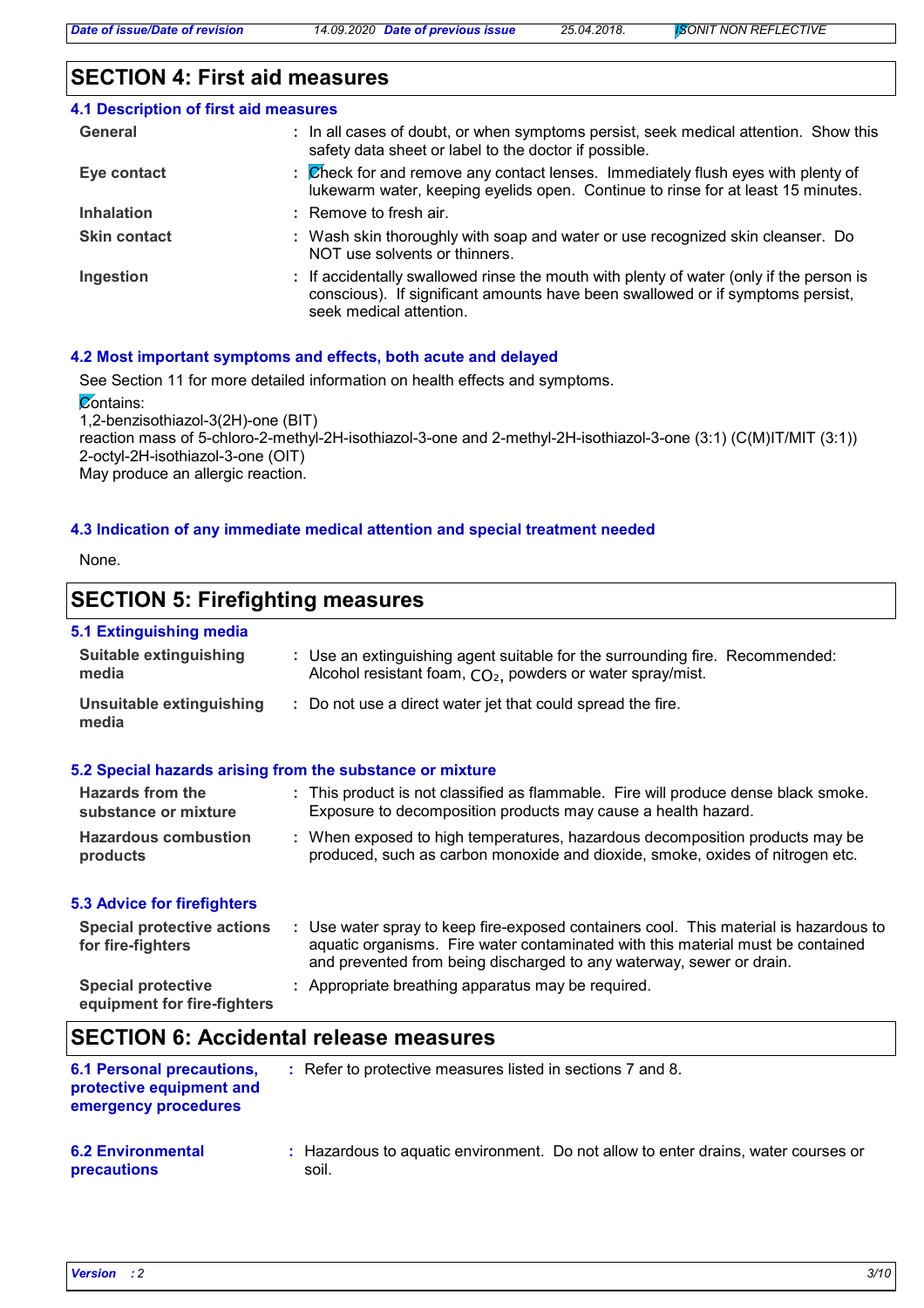## SECTION 4: First aid measures

### 4.1 Description of first aid measures

| | |
|---|---|
| **General** | : In all cases of doubt, or when symptoms persist, seek medical attention. Show this safety data sheet or label to the doctor if possible. |
| **Eye contact** | : Check for and remove any contact lenses. Immediately flush eyes with plenty of lukewarm water, keeping eyelids open. Continue to rinse for at least 15 minutes. |
| **Inhalation** | : Remove to fresh air. |
| **Skin contact** | : Wash skin thoroughly with soap and water or use recognized skin cleanser. Do NOT use solvents or thinners. |
| **Ingestion** | : If accidentally swallowed rinse the mouth with plenty of water (only if the person is conscious). If significant amounts have been swallowed or if symptoms persist, seek medical attention. |

### 4.2 Most important symptoms and effects, both acute and delayed

See Section 11 for more detailed information on health effects and symptoms.

Contains:
1,2-benzisothiazol-3(2H)-one (BIT)
reaction mass of 5-chloro-2-methyl-2H-isothiazol-3-one and 2-methyl-2H-isothiazol-3-one (3:1) (C(M)IT/MIT (3:1))
2-octyl-2H-isothiazol-3-one (OIT)
May produce an allergic reaction.

### 4.3 Indication of any immediate medical attention and special treatment needed

None.

## SECTION 5: Firefighting measures

### 5.1 Extinguishing media

| | |
|---|---|
| **Suitable extinguishing media** | : Use an extinguishing agent suitable for the surrounding fire. Recommended: Alcohol resistant foam, $CO_2$, powders or water spray/mist. |
| **Unsuitable extinguishing media** | : Do not use a direct water jet that could spread the fire. |

### 5.2 Special hazards arising from the substance or mixture

| | |
|---|---|
| **Hazards from the substance or mixture** | : This product is not classified as flammable. Fire will produce dense black smoke. Exposure to decomposition products may cause a health hazard. |
| **Hazardous combustion products** | : When exposed to high temperatures, hazardous decomposition products may be produced, such as carbon monoxide and dioxide, smoke, oxides of nitrogen etc. |

### 5.3 Advice for firefighters

| | |
|---|---|
| **Special protective actions for fire-fighters** | : Use water spray to keep fire-exposed containers cool. This material is hazardous to aquatic organisms. Fire water contaminated with this material must be contained and prevented from being discharged to any waterway, sewer or drain. |
| **Special protective equipment for fire-fighters** | : Appropriate breathing apparatus may be required. |

## SECTION 6: Accidental release measures

| | |
|---|---|
| **6.1 Personal precautions, protective equipment and emergency procedures** | : Refer to protective measures listed in sections 7 and 8. |
| **6.2 Environmental precautions** | : Hazardous to aquatic environment. Do not allow to enter drains, water courses or soil. |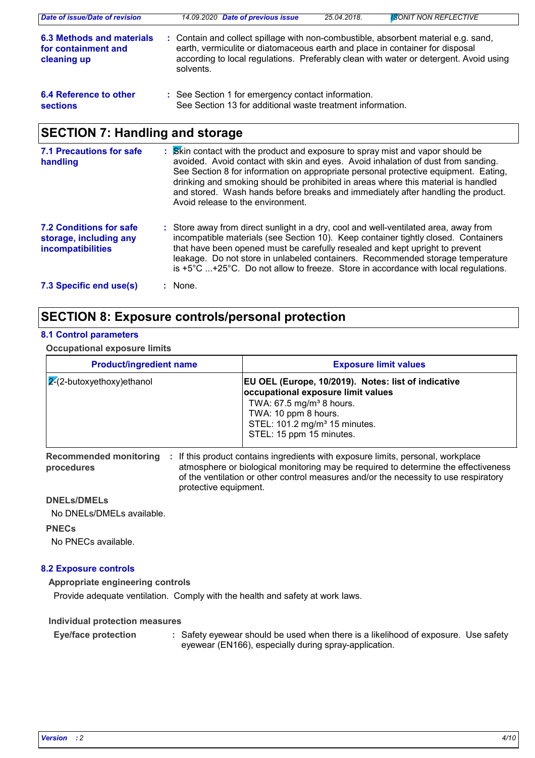**6.3 Methods and materials for containment and cleaning up** : Contain and collect spillage with non-combustible, absorbent material e.g. sand, earth, vermiculite or diatomaceous earth and place in container for disposal according to local regulations. Preferably clean with water or detergent. Avoid using solvents.

**6.4 Reference to other sections** : See Section 1 for emergency contact information. See Section 13 for additional waste treatment information.

## SECTION 7: Handling and storage

**7.1 Precautions for safe handling** : Skin contact with the product and exposure to spray mist and vapor should be avoided. Avoid contact with skin and eyes. Avoid inhalation of dust from sanding. See Section 8 for information on appropriate personal protective equipment. Eating, drinking and smoking should be prohibited in areas where this material is handled and stored. Wash hands before breaks and immediately after handling the product. Avoid release to the environment.

**7.2 Conditions for safe storage, including any incompatibilities** : Store away from direct sunlight in a dry, cool and well-ventilated area, away from incompatible materials (see Section 10). Keep container tightly closed. Containers that have been opened must be carefully resealed and kept upright to prevent leakage. Do not store in unlabeled containers. Recommended storage temperature is +5°C ...+25°C. Do not allow to freeze. Store in accordance with local regulations.

**7.3 Specific end use(s)** : None.

## SECTION 8: Exposure controls/personal protection

### 8.1 Control parameters

**Occupational exposure limits**

| Product/ingredient name | Exposure limit values |
|---|---|
| 2-(2-butoxyethoxy)ethanol | **EU OEL (Europe, 10/2019). Notes: list of indicative occupational exposure limit values**<br>TWA: 67.5 mg/m³ 8 hours.<br>TWA: 10 ppm 8 hours.<br>STEL: 101.2 mg/m³ 15 minutes.<br>STEL: 15 ppm 15 minutes. |

**Recommended monitoring procedures** : If this product contains ingredients with exposure limits, personal, workplace atmosphere or biological monitoring may be required to determine the effectiveness of the ventilation or other control measures and/or the necessity to use respiratory protective equipment.

**DNELs/DMELs**

No DNELs/DMELs available.

**PNECs**

No PNECs available.

### 8.2 Exposure controls

**Appropriate engineering controls**

Provide adequate ventilation. Comply with the health and safety at work laws.

**Individual protection measures**

**Eye/face protection** : Safety eyewear should be used when there is a likelihood of exposure. Use safety eyewear (EN166), especially during spray-application.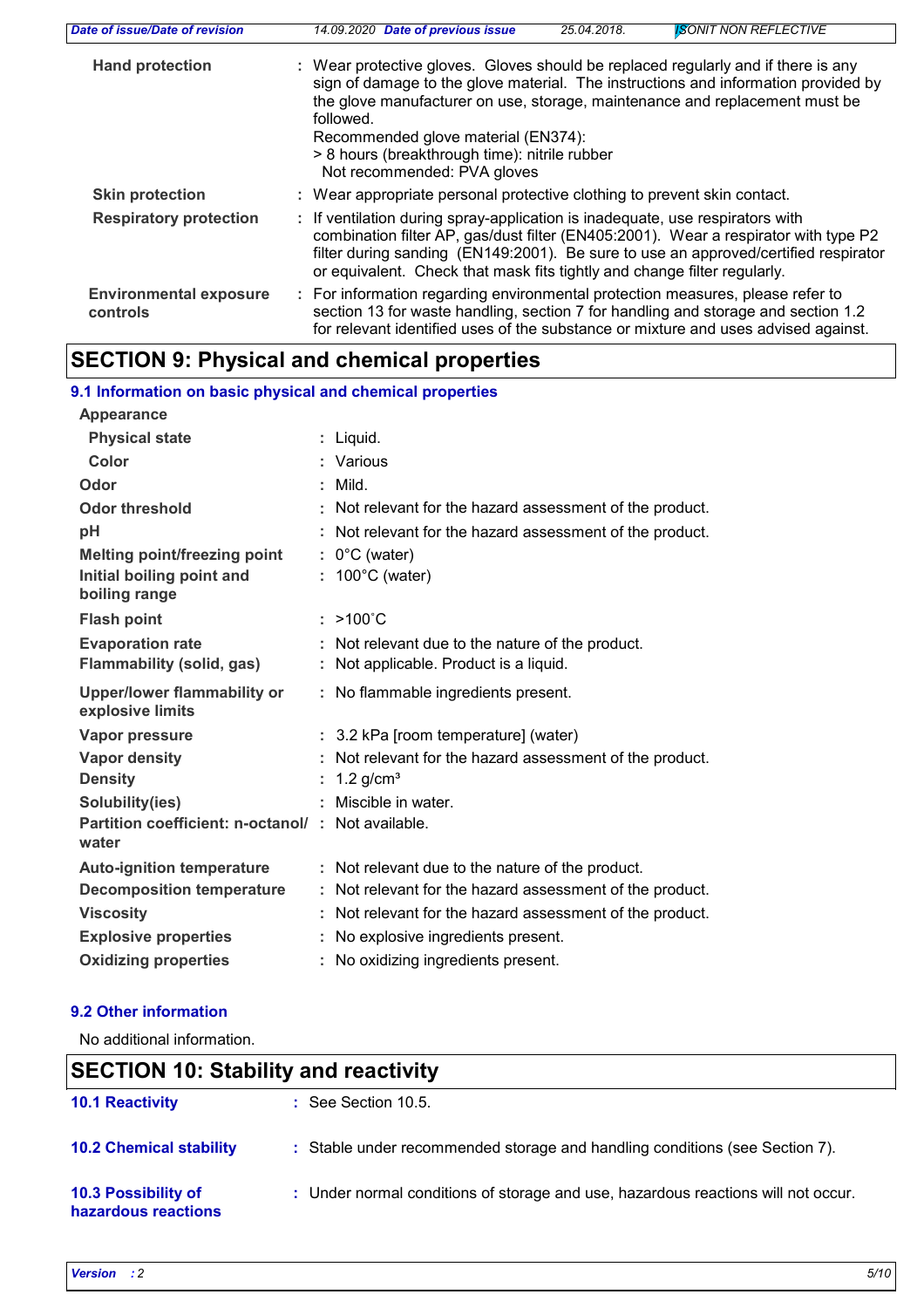| | | |
|---|---|---|
| **Hand protection** | : | Wear protective gloves. Gloves should be replaced regularly and if there is any sign of damage to the glove material. The instructions and information provided by the glove manufacturer on use, storage, maintenance and replacement must be followed.<br>Recommended glove material (EN374):<br>> 8 hours (breakthrough time): nitrile rubber<br>Not recommended: PVA gloves |
| **Skin protection** | : | Wear appropriate personal protective clothing to prevent skin contact. |
| **Respiratory protection** | : | If ventilation during spray-application is inadequate, use respirators with combination filter AP, gas/dust filter (EN405:2001). Wear a respirator with type P2 filter during sanding (EN149:2001). Be sure to use an approved/certified respirator or equivalent. Check that mask fits tightly and change filter regularly. |
| **Environmental exposure controls** | : | For information regarding environmental protection measures, please refer to section 13 for waste handling, section 7 for handling and storage and section 1.2 for relevant identified uses of the substance or mixture and uses advised against. |

# SECTION 9: Physical and chemical properties

## 9.1 Information on basic physical and chemical properties

**Appearance**

| | | |
|---|---|---|
| **Physical state** | : | Liquid. |
| **Color** | : | Various |
| **Odor** | : | Mild. |
| **Odor threshold** | : | Not relevant for the hazard assessment of the product. |
| **pH** | : | Not relevant for the hazard assessment of the product. |
| **Melting point/freezing point** | : | 0°C (water) |
| **Initial boiling point and boiling range** | : | 100°C (water) |
| **Flash point** | : | >100˚C |
| **Evaporation rate** | : | Not relevant due to the nature of the product. |
| **Flammability (solid, gas)** | : | Not applicable. Product is a liquid. |
| **Upper/lower flammability or explosive limits** | : | No flammable ingredients present. |
| **Vapor pressure** | : | 3.2 kPa [room temperature] (water) |
| **Vapor density** | : | Not relevant for the hazard assessment of the product. |
| **Density** | : | 1.2 g/cm³ |
| **Solubility(ies)** | : | Miscible in water. |
| **Partition coefficient: n-octanol/water** | : | Not available. |
| **Auto-ignition temperature** | : | Not relevant due to the nature of the product. |
| **Decomposition temperature** | : | Not relevant for the hazard assessment of the product. |
| **Viscosity** | : | Not relevant for the hazard assessment of the product. |
| **Explosive properties** | : | No explosive ingredients present. |
| **Oxidizing properties** | : | No oxidizing ingredients present. |

## 9.2 Other information

No additional information.

# SECTION 10: Stability and reactivity

| | | |
|---|---|---|
| **10.1 Reactivity** | : | See Section 10.5. |
| **10.2 Chemical stability** | : | Stable under recommended storage and handling conditions (see Section 7). |
| **10.3 Possibility of hazardous reactions** | : | Under normal conditions of storage and use, hazardous reactions will not occur. |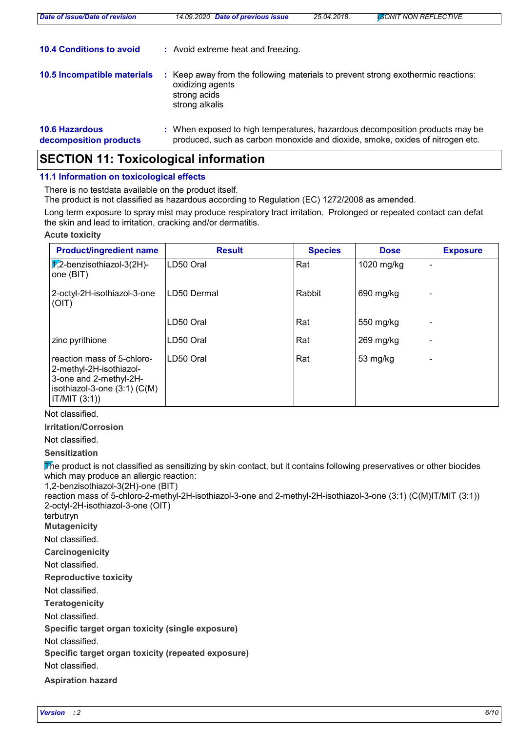**10.4 Conditions to avoid** : Avoid extreme heat and freezing.

**10.5 Incompatible materials** : Keep away from the following materials to prevent strong exothermic reactions:
oxidizing agents
strong acids
strong alkalis

**10.6 Hazardous decomposition products** : When exposed to high temperatures, hazardous decomposition products may be produced, such as carbon monoxide and dioxide, smoke, oxides of nitrogen etc.

## SECTION 11: Toxicological information

### 11.1 Information on toxicological effects

There is no testdata available on the product itself.
The product is not classified as hazardous according to Regulation (EC) 1272/2008 as amended.

Long term exposure to spray mist may produce respiratory tract irritation. Prolonged or repeated contact can defat the skin and lead to irritation, cracking and/or dermatitis.

**Acute toxicity**

| Product/ingredient name | Result | Species | Dose | Exposure |
|---|---|---|---|---|
| 1,2-benzisothiazol-3(2H)-one (BIT) | LD50 Oral | Rat | 1020 mg/kg | - |
| 2-octyl-2H-isothiazol-3-one (OIT) | LD50 Dermal | Rabbit | 690 mg/kg | - |
| | LD50 Oral | Rat | 550 mg/kg | - |
| zinc pyrithione | LD50 Oral | Rat | 269 mg/kg | - |
| reaction mass of 5-chloro-2-methyl-2H-isothiazol-3-one and 2-methyl-2H-isothiazol-3-one (3:1) (C(M)IT/MIT (3:1)) | LD50 Oral | Rat | 53 mg/kg | - |

Not classified.

**Irritation/Corrosion**

Not classified.

**Sensitization**

The product is not classified as sensitizing by skin contact, but it contains following preservatives or other biocides which may produce an allergic reaction:
1,2-benzisothiazol-3(2H)-one (BIT)
reaction mass of 5-chloro-2-methyl-2H-isothiazol-3-one and 2-methyl-2H-isothiazol-3-one (3:1) (C(M)IT/MIT (3:1))
2-octyl-2H-isothiazol-3-one (OIT)
terbutryn

**Mutagenicity**

Not classified.

**Carcinogenicity**

Not classified.

**Reproductive toxicity**

Not classified.

**Teratogenicity**

Not classified.

**Specific target organ toxicity (single exposure)**

Not classified.

**Specific target organ toxicity (repeated exposure)**

Not classified.

**Aspiration hazard**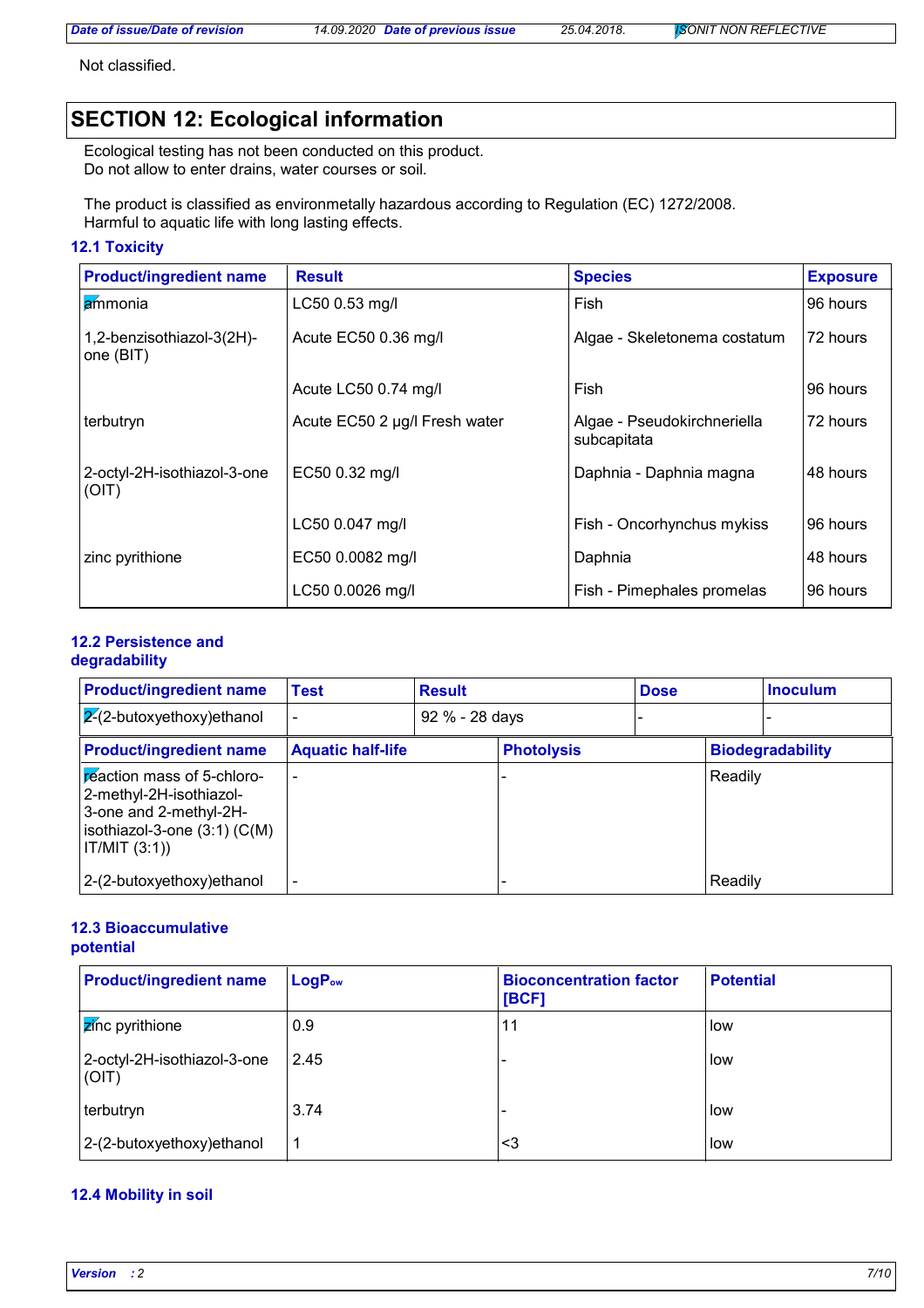Not classified.

## SECTION 12: Ecological information

Ecological testing has not been conducted on this product.
Do not allow to enter drains, water courses or soil.

The product is classified as environmetally hazardous according to Regulation (EC) 1272/2008.
Harmful to aquatic life with long lasting effects.

### 12.1 Toxicity

| Product/ingredient name | Result | Species | Exposure |
|---|---|---|---|
| ammonia | LC50 0.53 mg/l | Fish | 96 hours |
| 1,2-benzisothiazol-3(2H)-one (BIT) | Acute EC50 0.36 mg/l | Algae - Skeletonema costatum | 72 hours |
| | Acute LC50 0.74 mg/l | Fish | 96 hours |
| terbutryn | Acute EC50 2 µg/l Fresh water | Algae - Pseudokirchneriella subcapitata | 72 hours |
| 2-octyl-2H-isothiazol-3-one (OIT) | EC50 0.32 mg/l | Daphnia - Daphnia magna | 48 hours |
| | LC50 0.047 mg/l | Fish - Oncorhynchus mykiss | 96 hours |
| zinc pyrithione | EC50 0.0082 mg/l | Daphnia | 48 hours |
| | LC50 0.0026 mg/l | Fish - Pimephales promelas | 96 hours |

### 12.2 Persistence and degradability

| Product/ingredient name | Test | Result | Dose | Inoculum |
|---|---|---|---|---|
| 2-(2-butoxyethoxy)ethanol | - | 92 % - 28 days | - | - |

| Product/ingredient name | Aquatic half-life | Photolysis | Biodegradability |
|---|---|---|---|
| reaction mass of 5-chloro-2-methyl-2H-isothiazol-3-one and 2-methyl-2H-isothiazol-3-one (3:1) (C(M) IT/MIT (3:1)) | - | - | Readily |
| 2-(2-butoxyethoxy)ethanol | - | - | Readily |

### 12.3 Bioaccumulative potential

| Product/ingredient name | $LogP_{ow}$ | Bioconcentration factor [BCF] | Potential |
|---|---|---|---|
| zinc pyrithione | 0.9 | 11 | low |
| 2-octyl-2H-isothiazol-3-one (OIT) | 2.45 | - | low |
| terbutryn | 3.74 | - | low |
| 2-(2-butoxyethoxy)ethanol | 1 | <3 | low |

### 12.4 Mobility in soil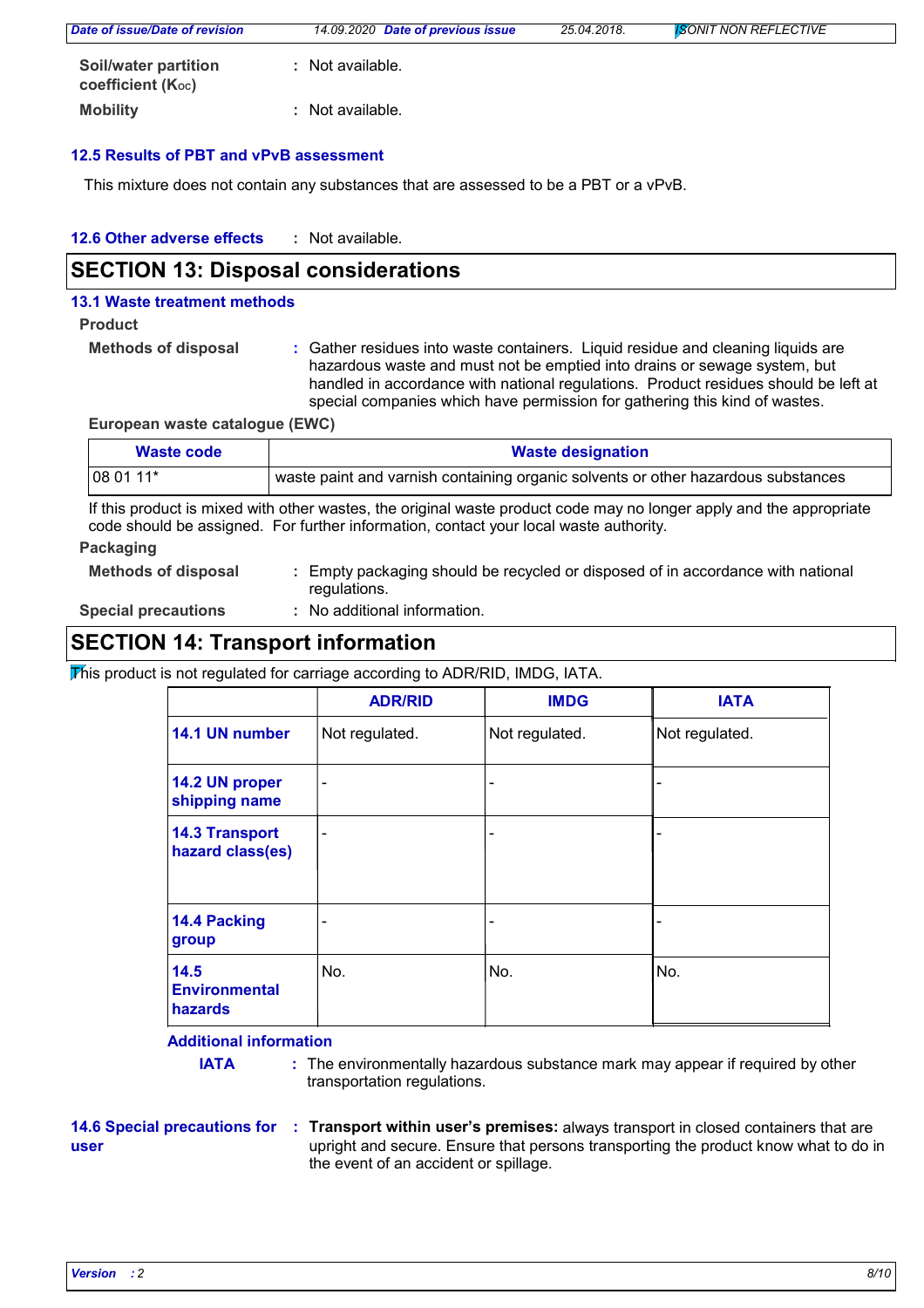**Soil/water partition coefficient ($K_{OC}$)** : Not available.

**Mobility** : Not available.

### 12.5 Results of PBT and vPvB assessment

This mixture does not contain any substances that are assessed to be a PBT or a vPvB.

### 12.6 Other adverse effects : Not available.

## SECTION 13: Disposal considerations

### 13.1 Waste treatment methods

**Product**

**Methods of disposal** : Gather residues into waste containers. Liquid residue and cleaning liquids are hazardous waste and must not be emptied into drains or sewage system, but handled in accordance with national regulations. Product residues should be left at special companies which have permission for gathering this kind of wastes.

**European waste catalogue (EWC)**

| Waste code | Waste designation |
|---|---|
| 08 01 11* | waste paint and varnish containing organic solvents or other hazardous substances |

If this product is mixed with other wastes, the original waste product code may no longer apply and the appropriate code should be assigned. For further information, contact your local waste authority.

**Packaging**

**Methods of disposal** : Empty packaging should be recycled or disposed of in accordance with national regulations.

**Special precautions** : No additional information.

## SECTION 14: Transport information

This product is not regulated for carriage according to ADR/RID, IMDG, IATA.

| | ADR/RID | IMDG | IATA |
|---|---|---|---|
| **14.1 UN number** | Not regulated. | Not regulated. | Not regulated. |
| **14.2 UN proper shipping name** | - | - | - |
| **14.3 Transport hazard class(es)** | - | - | - |
| **14.4 Packing group** | - | - | - |
| **14.5 Environmental hazards** | No. | No. | No. |

**Additional information**

**IATA** : The environmentally hazardous substance mark may appear if required by other transportation regulations.

### 14.6 Special precautions for user

: **Transport within user's premises:** always transport in closed containers that are upright and secure. Ensure that persons transporting the product know what to do in the event of an accident or spillage.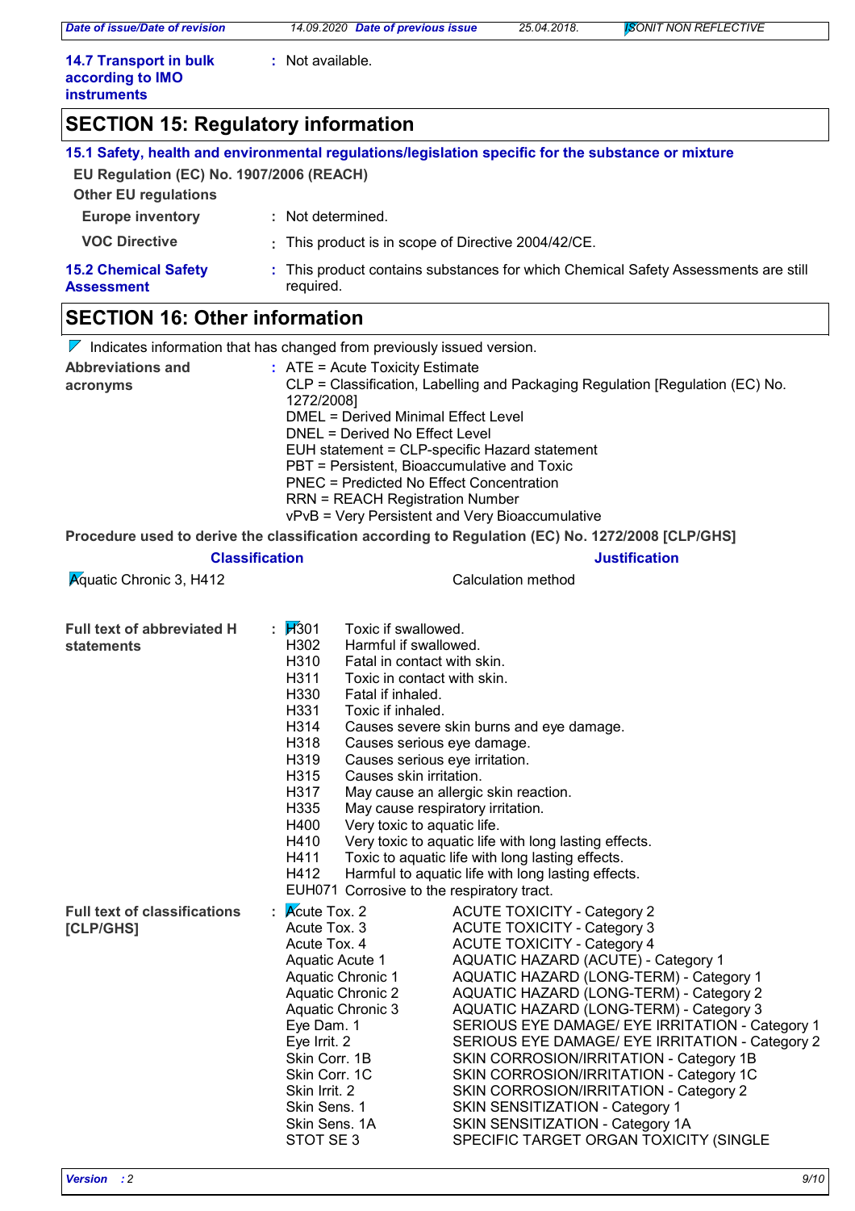**14.7 Transport in bulk according to IMO instruments** : Not available.

## SECTION 15: Regulatory information

### 15.1 Safety, health and environmental regulations/legislation specific for the substance or mixture

**EU Regulation (EC) No. 1907/2006 (REACH)**

**Other EU regulations**

**Europe inventory** : Not determined.

**VOC Directive** : This product is in scope of Directive 2004/42/CE.

**15.2 Chemical Safety Assessment** : This product contains substances for which Chemical Safety Assessments are still required.

## SECTION 16: Other information

Indicates information that has changed from previously issued version.

**Abbreviations and acronyms** :
ATE = Acute Toxicity Estimate
CLP = Classification, Labelling and Packaging Regulation [Regulation (EC) No. 1272/2008]
DMEL = Derived Minimal Effect Level
DNEL = Derived No Effect Level
EUH statement = CLP-specific Hazard statement
PBT = Persistent, Bioaccumulative and Toxic
PNEC = Predicted No Effect Concentration
RRN = REACH Registration Number
vPvB = Very Persistent and Very Bioaccumulative

**Procedure used to derive the classification according to Regulation (EC) No. 1272/2008 [CLP/GHS]**

| Classification | Justification |
|---|---|
| Aquatic Chronic 3, H412 | Calculation method |

**Full text of abbreviated H statements** :

| | |
|---|---|
| H301 | Toxic if swallowed. |
| H302 | Harmful if swallowed. |
| H310 | Fatal in contact with skin. |
| H311 | Toxic in contact with skin. |
| H330 | Fatal if inhaled. |
| H331 | Toxic if inhaled. |
| H314 | Causes severe skin burns and eye damage. |
| H318 | Causes serious eye damage. |
| H319 | Causes serious eye irritation. |
| H315 | Causes skin irritation. |
| H317 | May cause an allergic skin reaction. |
| H335 | May cause respiratory irritation. |
| H400 | Very toxic to aquatic life. |
| H410 | Very toxic to aquatic life with long lasting effects. |
| H411 | Toxic to aquatic life with long lasting effects. |
| H412 | Harmful to aquatic life with long lasting effects. |
| EUH071 | Corrosive to the respiratory tract. |

**Full text of classifications [CLP/GHS]** :

| | |
|---|---|
| Acute Tox. 2 | ACUTE TOXICITY - Category 2 |
| Acute Tox. 3 | ACUTE TOXICITY - Category 3 |
| Acute Tox. 4 | ACUTE TOXICITY - Category 4 |
| Aquatic Acute 1 | AQUATIC HAZARD (ACUTE) - Category 1 |
| Aquatic Chronic 1 | AQUATIC HAZARD (LONG-TERM) - Category 1 |
| Aquatic Chronic 2 | AQUATIC HAZARD (LONG-TERM) - Category 2 |
| Aquatic Chronic 3 | AQUATIC HAZARD (LONG-TERM) - Category 3 |
| Eye Dam. 1 | SERIOUS EYE DAMAGE/ EYE IRRITATION - Category 1 |
| Eye Irrit. 2 | SERIOUS EYE DAMAGE/ EYE IRRITATION - Category 2 |
| Skin Corr. 1B | SKIN CORROSION/IRRITATION - Category 1B |
| Skin Corr. 1C | SKIN CORROSION/IRRITATION - Category 1C |
| Skin Irrit. 2 | SKIN CORROSION/IRRITATION - Category 2 |
| Skin Sens. 1 | SKIN SENSITIZATION - Category 1 |
| Skin Sens. 1A | SKIN SENSITIZATION - Category 1A |
| STOT SE 3 | SPECIFIC TARGET ORGAN TOXICITY (SINGLE |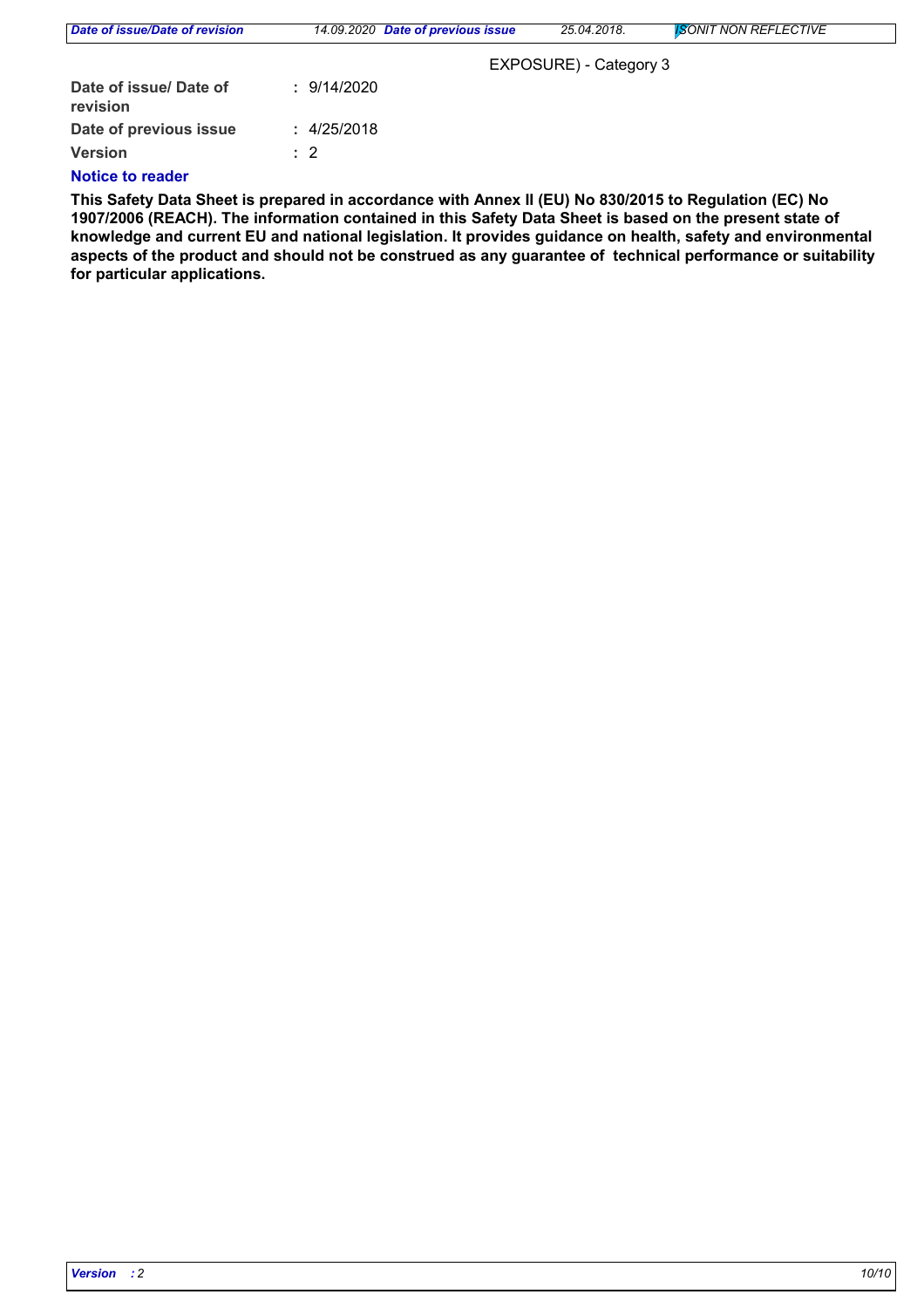EXPOSURE) - Category 3

| | |
|---|---|
| **Date of issue/ Date of revision** | : 9/14/2020 |
| **Date of previous issue** | : 4/25/2018 |
| **Version** | : 2 |

**Notice to reader**

**This Safety Data Sheet is prepared in accordance with Annex II (EU) No 830/2015 to Regulation (EC) No 1907/2006 (REACH). The information contained in this Safety Data Sheet is based on the present state of knowledge and current EU and national legislation. It provides guidance on health, safety and environmental aspects of the product and should not be construed as any guarantee of technical performance or suitability for particular applications.**